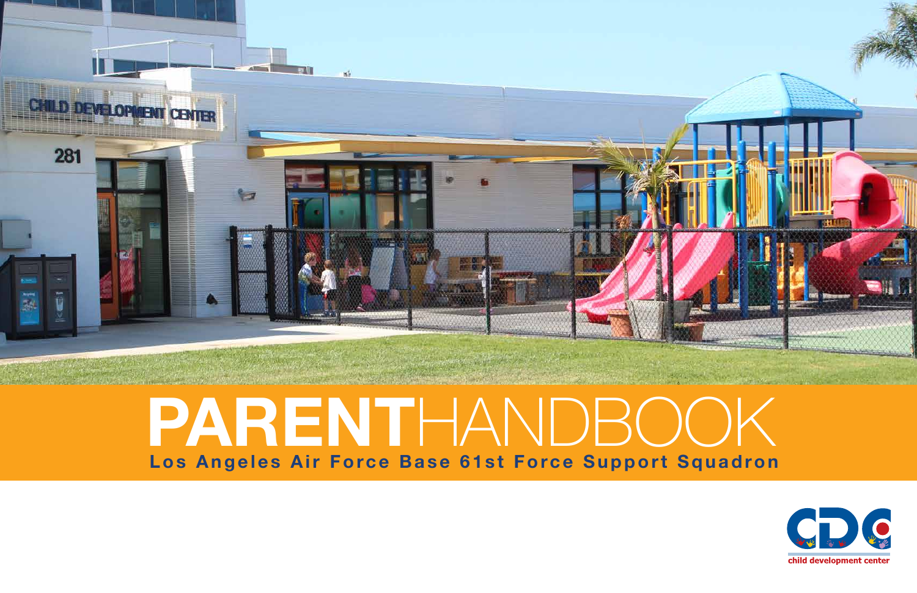# PARENTHANDBOOK

**Los Angeles Air Force Base 61st Force Support Squadron**

child development center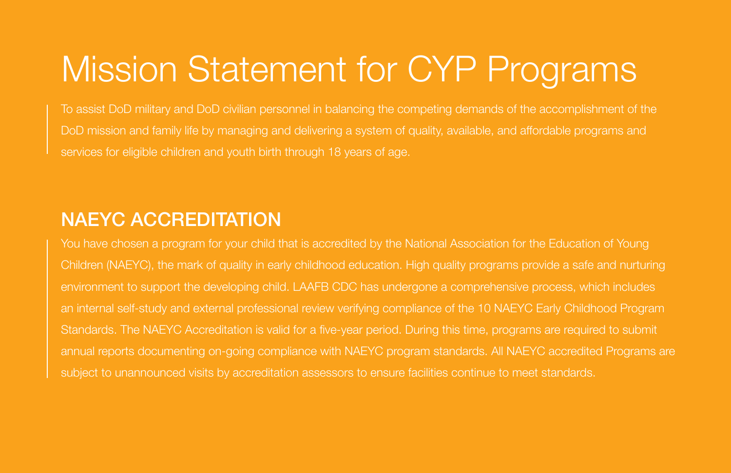# Mission Statement for CYP Programs

To assist DoD military and DoD civilian personnel in balancing the competing demands of the accomplishment of the DoD mission and family life by managing and delivering a system of quality, available, and affordable programs and services for eligible children and youth birth through 18 years of age.

## NAEYC ACCREDITATION

You have chosen a program for your child that is accredited by the National Association for the Education of Young Children (NAEYC), the mark of quality in early childhood education. High quality programs provide a safe and nurturing environment to support the developing child. LAAFB CDC has undergone a comprehensive process, which includes an internal self-study and external professional review verifying compliance of the 10 NAEYC Early Childhood Program Standards. The NAEYC Accreditation is valid for a five-year period. During this time, programs are required to submit annual reports documenting on-going compliance with NAEYC program standards. All NAEYC accredited Programs are subject to unannounced visits by accreditation assessors to ensure facilities continue to meet standards.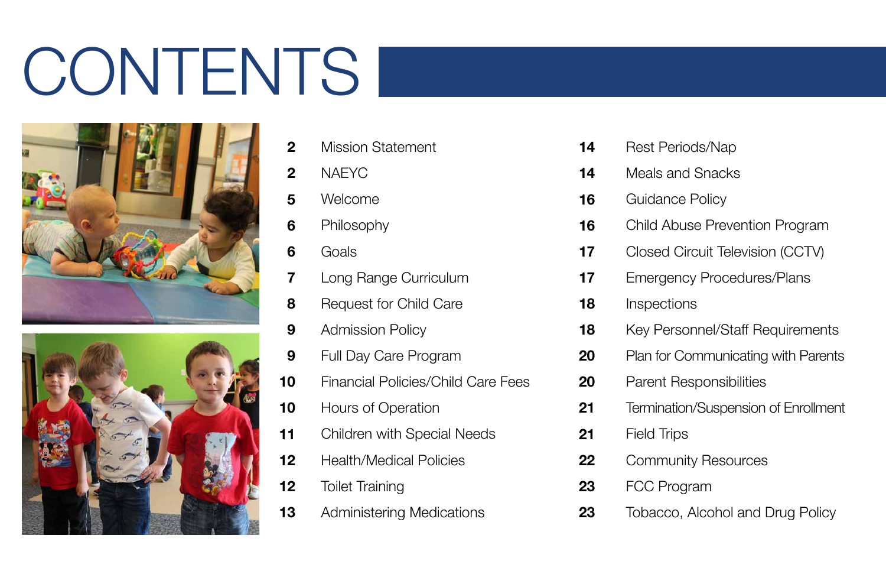# CONTENTS

| Page | Section |
|---|---|
| 2 | Mission Statement |
| 2 | NAEYC |
| 5 | Welcome |
| 6 | Philosophy |
| 6 | Goals |
| 7 | Long Range Curriculum |
| 8 | Request for Child Care |
| 9 | Admission Policy |
| 9 | Full Day Care Program |
| 10 | Financial Policies/Child Care Fees |
| 10 | Hours of Operation |
| 11 | Children with Special Needs |
| 12 | Health/Medical Policies |
| 12 | Toilet Training |
| 13 | Administering Medications |
| 14 | Rest Periods/Nap |
| 14 | Meals and Snacks |
| 16 | Guidance Policy |
| 16 | Child Abuse Prevention Program |
| 17 | Closed Circuit Television (CCTV) |
| 17 | Emergency Procedures/Plans |
| 18 | Inspections |
| 18 | Key Personnel/Staff Requirements |
| 20 | Plan for Communicating with Parents |
| 20 | Parent Responsibilities |
| 21 | Termination/Suspension of Enrollment |
| 21 | Field Trips |
| 22 | Community Resources |
| 23 | FCC Program |
| 23 | Tobacco, Alcohol and Drug Policy |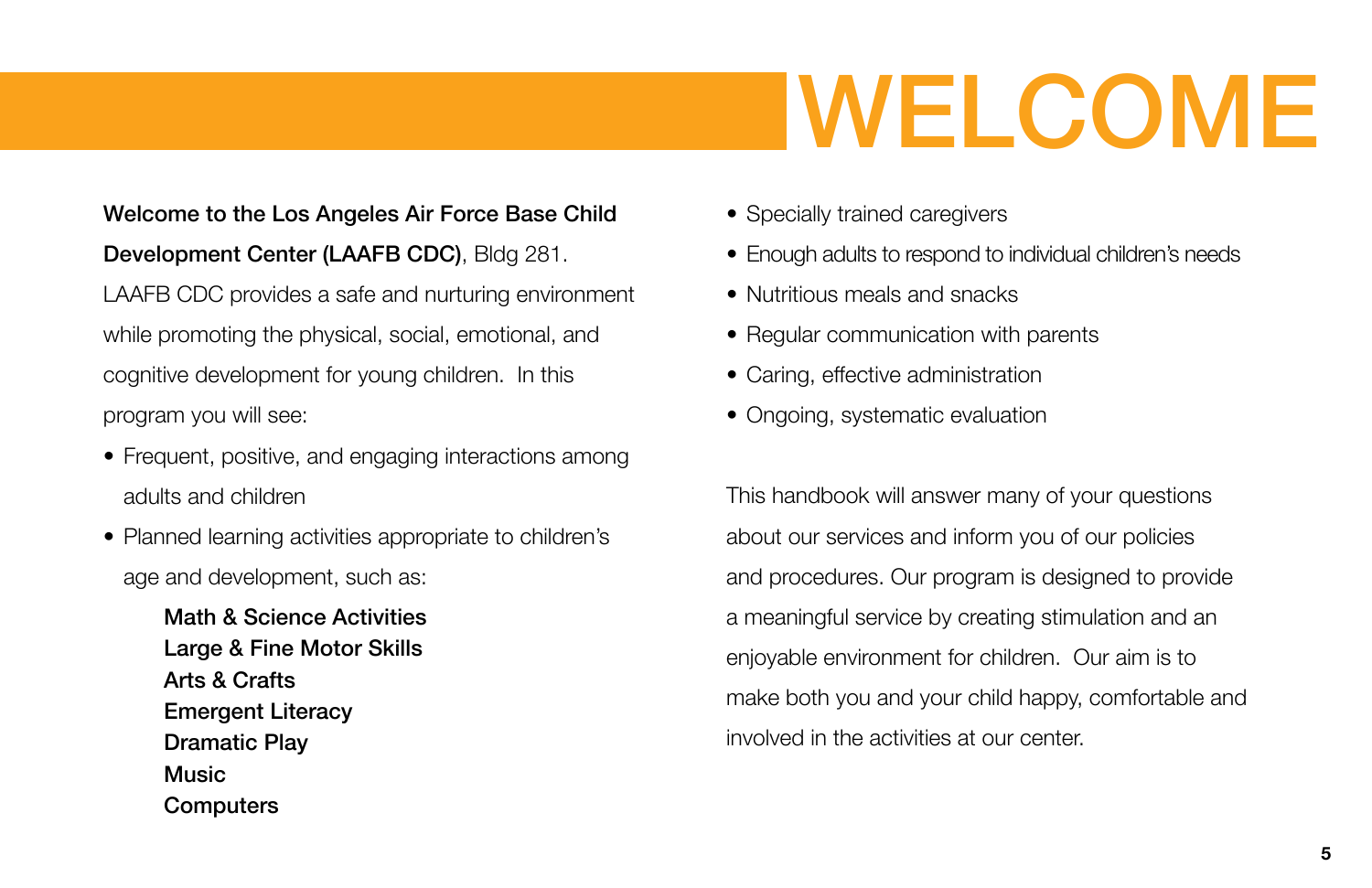# WELCOME

**Welcome to the Los Angeles Air Force Base Child Development Center (LAAFB CDC)**, Bldg 281. LAAFB CDC provides a safe and nurturing environment while promoting the physical, social, emotional, and cognitive development for young children. In this program you will see:

- Frequent, positive, and engaging interactions among adults and children
- Planned learning activities appropriate to children's age and development, such as:

  **Math & Science Activities**
  **Large & Fine Motor Skills**
  **Arts & Crafts**
  **Emergent Literacy**
  **Dramatic Play**
  **Music**
  **Computers**

- Specially trained caregivers
- Enough adults to respond to individual children's needs
- Nutritious meals and snacks
- Regular communication with parents
- Caring, effective administration
- Ongoing, systematic evaluation

This handbook will answer many of your questions about our services and inform you of our policies and procedures. Our program is designed to provide a meaningful service by creating stimulation and an enjoyable environment for children. Our aim is to make both you and your child happy, comfortable and involved in the activities at our center.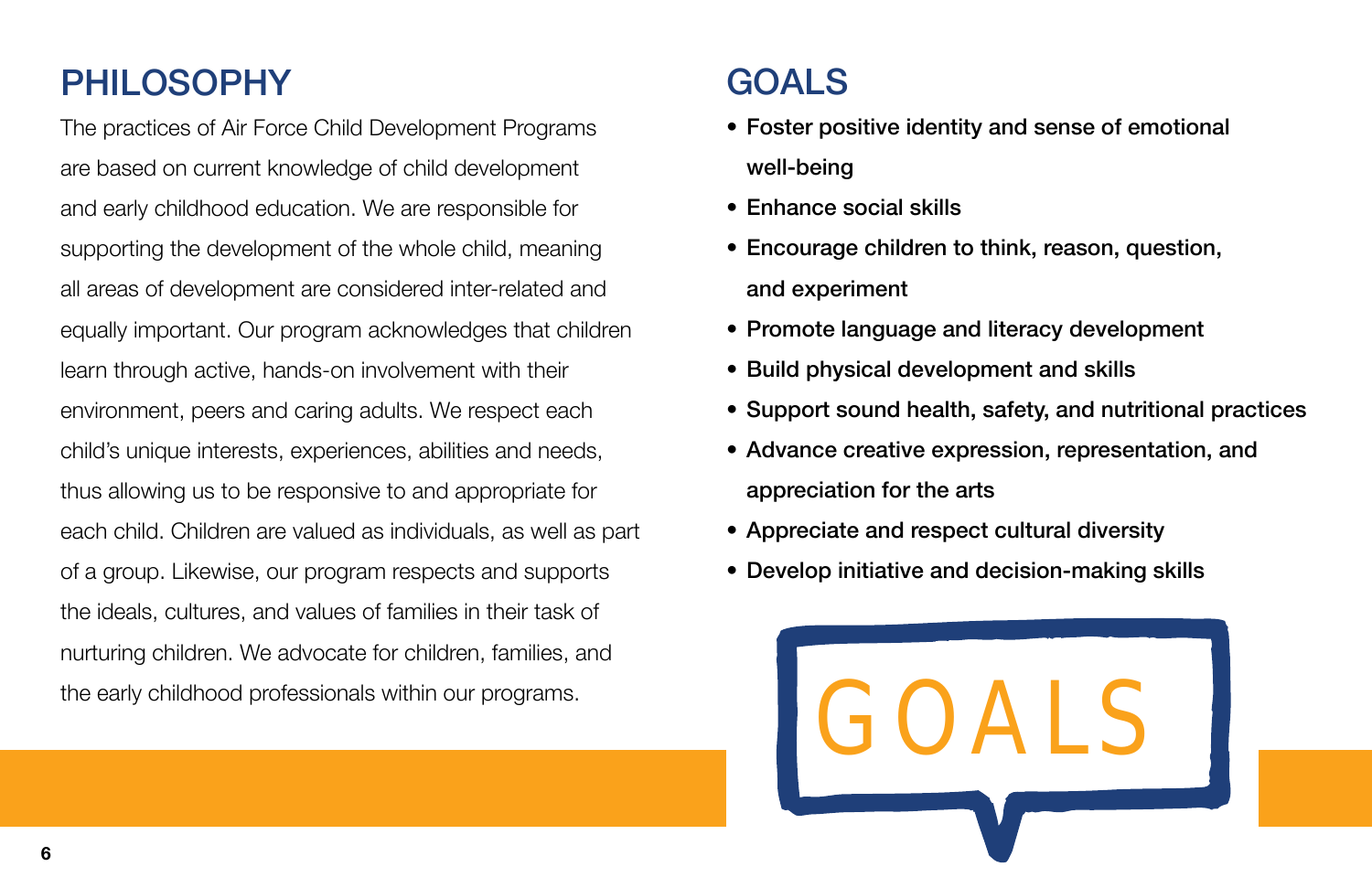## PHILOSOPHY

The practices of Air Force Child Development Programs are based on current knowledge of child development and early childhood education. We are responsible for supporting the development of the whole child, meaning all areas of development are considered inter-related and equally important. Our program acknowledges that children learn through active, hands-on involvement with their environment, peers and caring adults. We respect each child's unique interests, experiences, abilities and needs, thus allowing us to be responsive to and appropriate for each child. Children are valued as individuals, as well as part of a group. Likewise, our program respects and supports the ideals, cultures, and values of families in their task of nurturing children. We advocate for children, families, and the early childhood professionals within our programs.

## GOALS

- **Foster positive identity and sense of emotional well-being**
- **Enhance social skills**
- **Encourage children to think, reason, question, and experiment**
- **Promote language and literacy development**
- **Build physical development and skills**
- **Support sound health, safety, and nutritional practices**
- **Advance creative expression, representation, and appreciation for the arts**
- **Appreciate and respect cultural diversity**
- **Develop initiative and decision-making skills**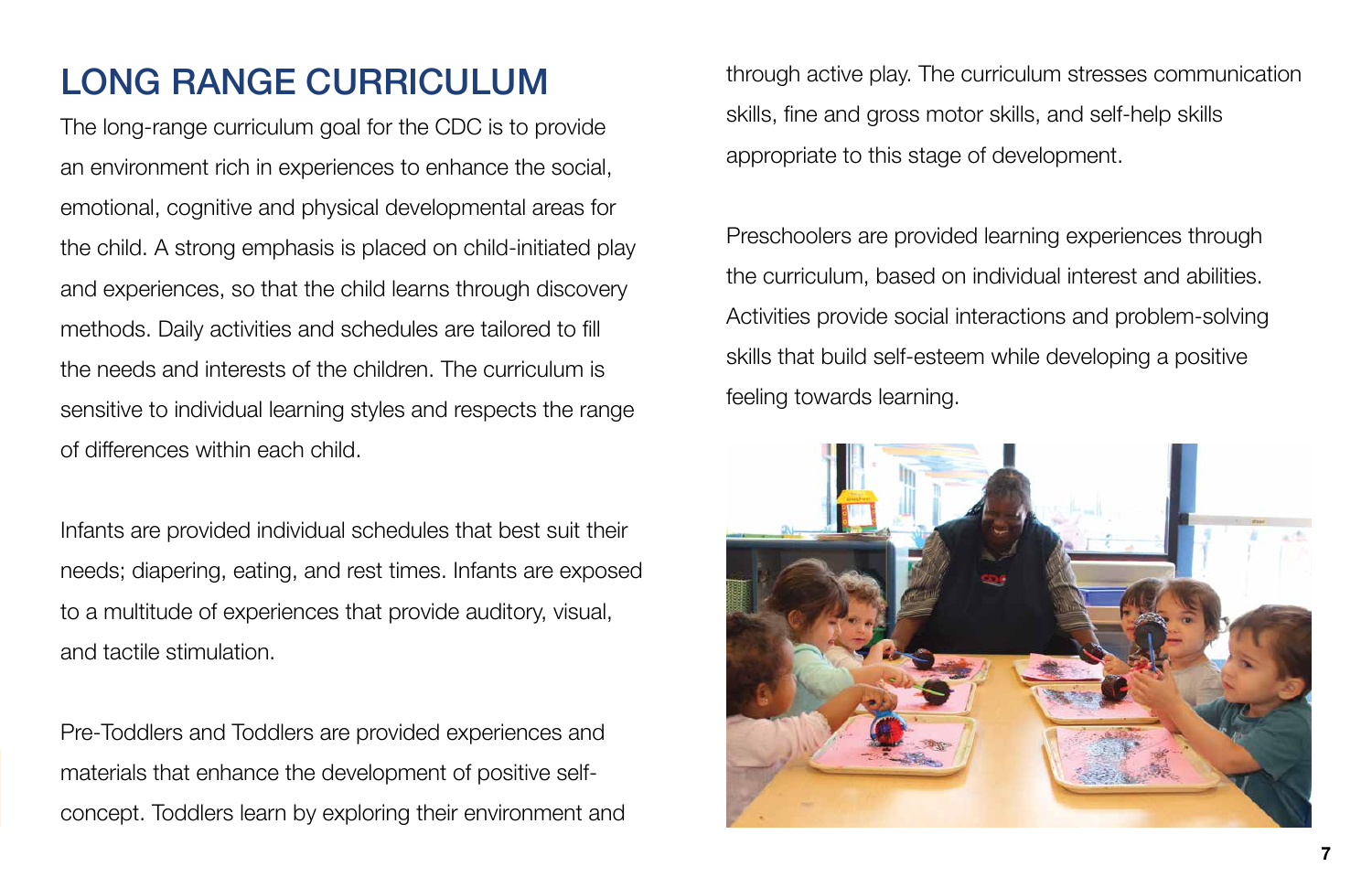# LONG RANGE CURRICULUM

The long-range curriculum goal for the CDC is to provide an environment rich in experiences to enhance the social, emotional, cognitive and physical developmental areas for the child. A strong emphasis is placed on child-initiated play and experiences, so that the child learns through discovery methods. Daily activities and schedules are tailored to fill the needs and interests of the children. The curriculum is sensitive to individual learning styles and respects the range of differences within each child.

Infants are provided individual schedules that best suit their needs; diapering, eating, and rest times. Infants are exposed to a multitude of experiences that provide auditory, visual, and tactile stimulation.

Pre-Toddlers and Toddlers are provided experiences and materials that enhance the development of positive self-concept. Toddlers learn by exploring their environment and through active play. The curriculum stresses communication skills, fine and gross motor skills, and self-help skills appropriate to this stage of development.

Preschoolers are provided learning experiences through the curriculum, based on individual interest and abilities. Activities provide social interactions and problem-solving skills that build self-esteem while developing a positive feeling towards learning.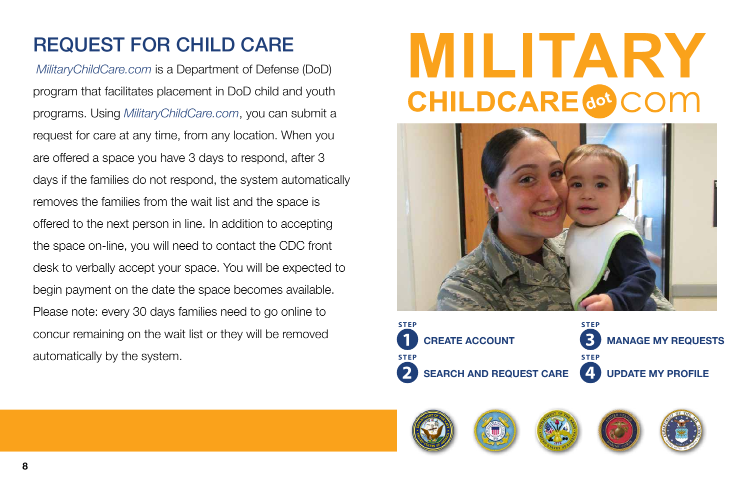## REQUEST FOR CHILD CARE

*MilitaryChildCare.com* is a Department of Defense (DoD) program that facilitates placement in DoD child and youth programs. Using *MilitaryChildCare.com*, you can submit a request for care at any time, from any location. When you are offered a space you have 3 days to respond, after 3 days if the families do not respond, the system automatically removes the families from the wait list and the space is offered to the next person in line. In addition to accepting the space on-line, you will need to contact the CDC front desk to verbally accept your space. You will be expected to begin payment on the date the space becomes available. Please note: every 30 days families need to go online to concur remaining on the wait list or they will be removed automatically by the system.

# MILITARY CHILDCARE dot com

**STEP 1** CREATE ACCOUNT

**STEP 2** SEARCH AND REQUEST CARE

**STEP 3** MANAGE MY REQUESTS

**STEP 4** UPDATE MY PROFILE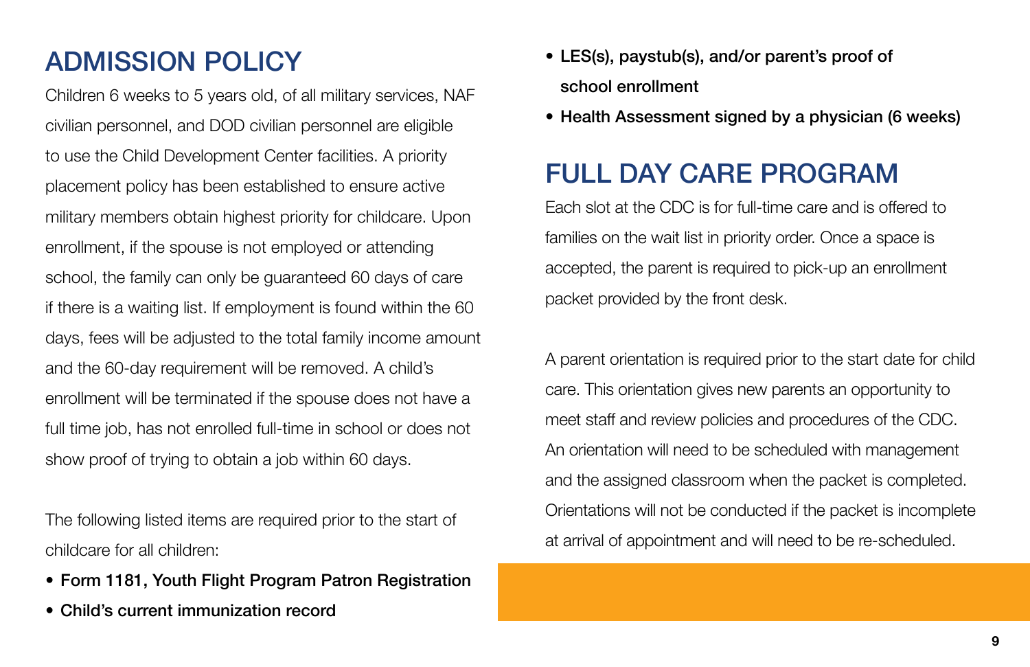## ADMISSION POLICY

Children 6 weeks to 5 years old, of all military services, NAF civilian personnel, and DOD civilian personnel are eligible to use the Child Development Center facilities. A priority placement policy has been established to ensure active military members obtain highest priority for childcare. Upon enrollment, if the spouse is not employed or attending school, the family can only be guaranteed 60 days of care if there is a waiting list. If employment is found within the 60 days, fees will be adjusted to the total family income amount and the 60-day requirement will be removed. A child's enrollment will be terminated if the spouse does not have a full time job, has not enrolled full-time in school or does not show proof of trying to obtain a job within 60 days.

The following listed items are required prior to the start of childcare for all children:

- **Form 1181, Youth Flight Program Patron Registration**
- **Child's current immunization record**
- **LES(s), paystub(s), and/or parent's proof of school enrollment**
- **Health Assessment signed by a physician (6 weeks)**

## FULL DAY CARE PROGRAM

Each slot at the CDC is for full-time care and is offered to families on the wait list in priority order. Once a space is accepted, the parent is required to pick-up an enrollment packet provided by the front desk.

A parent orientation is required prior to the start date for child care. This orientation gives new parents an opportunity to meet staff and review policies and procedures of the CDC. An orientation will need to be scheduled with management and the assigned classroom when the packet is completed. Orientations will not be conducted if the packet is incomplete at arrival of appointment and will need to be re-scheduled.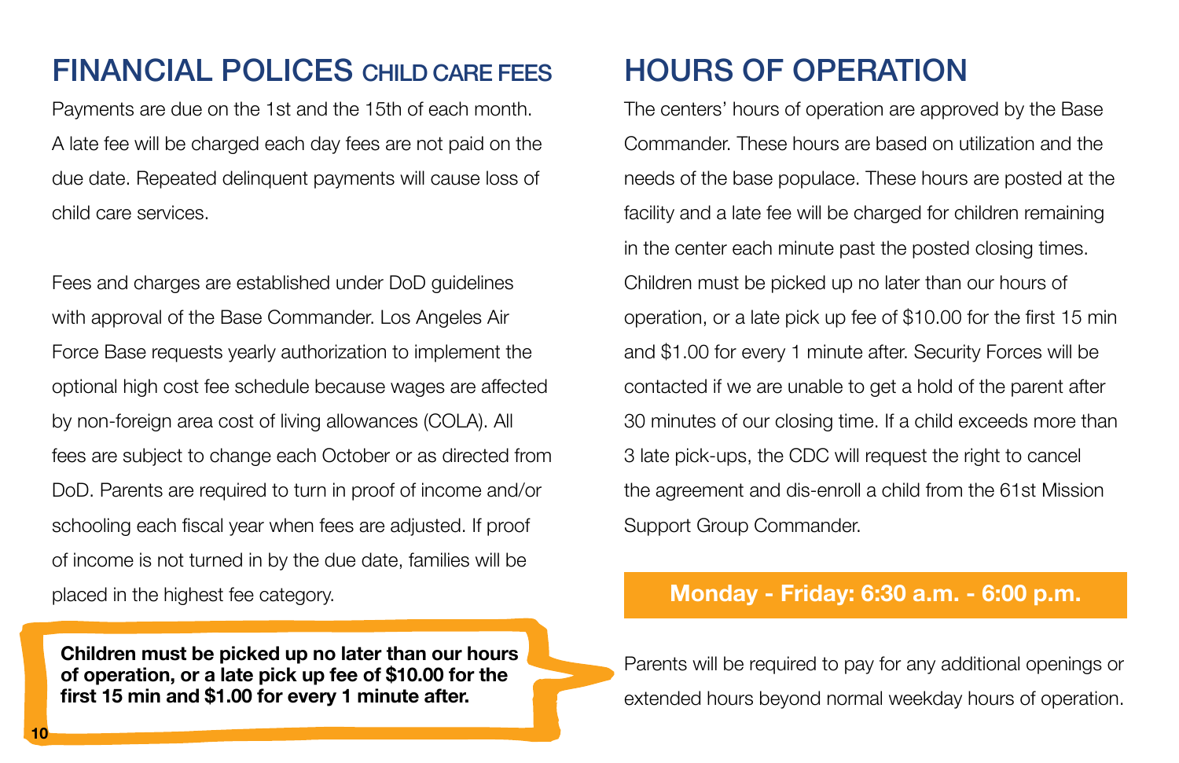## FINANCIAL POLICES CHILD CARE FEES

Payments are due on the 1st and the 15th of each month. A late fee will be charged each day fees are not paid on the due date. Repeated delinquent payments will cause loss of child care services.

Fees and charges are established under DoD guidelines with approval of the Base Commander. Los Angeles Air Force Base requests yearly authorization to implement the optional high cost fee schedule because wages are affected by non-foreign area cost of living allowances (COLA). All fees are subject to change each October or as directed from DoD. Parents are required to turn in proof of income and/or schooling each fiscal year when fees are adjusted. If proof of income is not turned in by the due date, families will be placed in the highest fee category.

**Children must be picked up no later than our hours of operation, or a late pick up fee of $10.00 for the first 15 min and $1.00 for every 1 minute after.**

## HOURS OF OPERATION

The centers' hours of operation are approved by the Base Commander. These hours are based on utilization and the needs of the base populace. These hours are posted at the facility and a late fee will be charged for children remaining in the center each minute past the posted closing times. Children must be picked up no later than our hours of operation, or a late pick up fee of $10.00 for the first 15 min and $1.00 for every 1 minute after. Security Forces will be contacted if we are unable to get a hold of the parent after 30 minutes of our closing time. If a child exceeds more than 3 late pick-ups, the CDC will request the right to cancel the agreement and dis-enroll a child from the 61st Mission Support Group Commander.

**Monday - Friday: 6:30 a.m. - 6:00 p.m.**

Parents will be required to pay for any additional openings or extended hours beyond normal weekday hours of operation.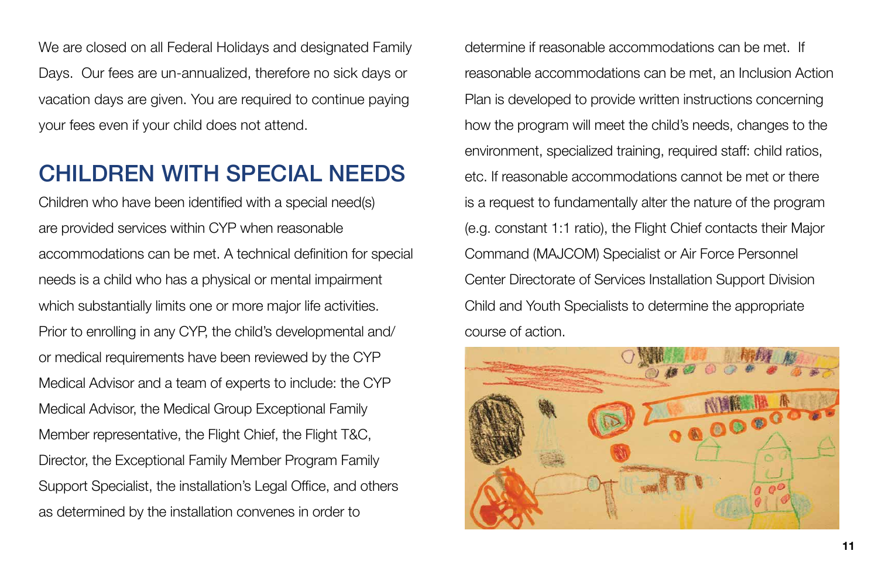We are closed on all Federal Holidays and designated Family Days. Our fees are un-annualized, therefore no sick days or vacation days are given. You are required to continue paying your fees even if your child does not attend.

## CHILDREN WITH SPECIAL NEEDS

Children who have been identified with a special need(s) are provided services within CYP when reasonable accommodations can be met. A technical definition for special needs is a child who has a physical or mental impairment which substantially limits one or more major life activities. Prior to enrolling in any CYP, the child's developmental and/ or medical requirements have been reviewed by the CYP Medical Advisor and a team of experts to include: the CYP Medical Advisor, the Medical Group Exceptional Family Member representative, the Flight Chief, the Flight T&C, Director, the Exceptional Family Member Program Family Support Specialist, the installation's Legal Office, and others as determined by the installation convenes in order to determine if reasonable accommodations can be met. If reasonable accommodations can be met, an Inclusion Action Plan is developed to provide written instructions concerning how the program will meet the child's needs, changes to the environment, specialized training, required staff: child ratios, etc. If reasonable accommodations cannot be met or there is a request to fundamentally alter the nature of the program (e.g. constant 1:1 ratio), the Flight Chief contacts their Major Command (MAJCOM) Specialist or Air Force Personnel Center Directorate of Services Installation Support Division Child and Youth Specialists to determine the appropriate course of action.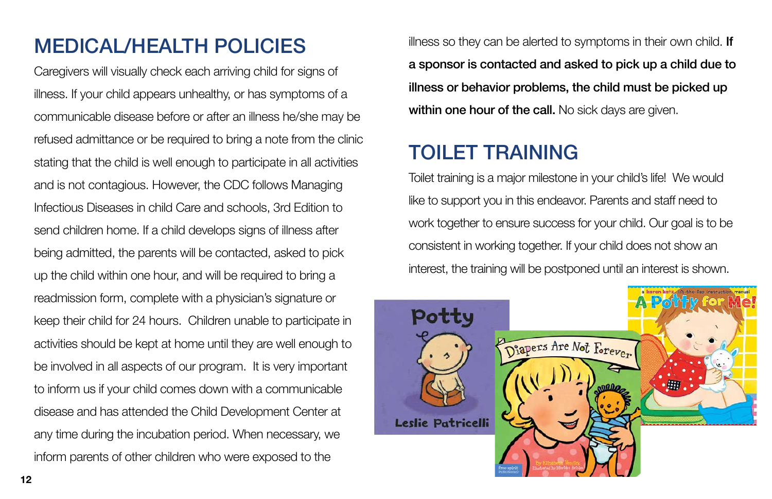## MEDICAL/HEALTH POLICIES

Caregivers will visually check each arriving child for signs of illness. If your child appears unhealthy, or has symptoms of a communicable disease before or after an illness he/she may be refused admittance or be required to bring a note from the clinic stating that the child is well enough to participate in all activities and is not contagious. However, the CDC follows Managing Infectious Diseases in child Care and schools, 3rd Edition to send children home. If a child develops signs of illness after being admitted, the parents will be contacted, asked to pick up the child within one hour, and will be required to bring a readmission form, complete with a physician's signature or keep their child for 24 hours. Children unable to participate in activities should be kept at home until they are well enough to be involved in all aspects of our program. It is very important to inform us if your child comes down with a communicable disease and has attended the Child Development Center at any time during the incubation period. When necessary, we inform parents of other children who were exposed to the illness so they can be alerted to symptoms in their own child. **If a sponsor is contacted and asked to pick up a child due to illness or behavior problems, the child must be picked up within one hour of the call.** No sick days are given.

## TOILET TRAINING

Toilet training is a major milestone in your child's life! We would like to support you in this endeavor. Parents and staff need to work together to ensure success for your child. Our goal is to be consistent in working together. If your child does not show an interest, the training will be postponed until an interest is shown.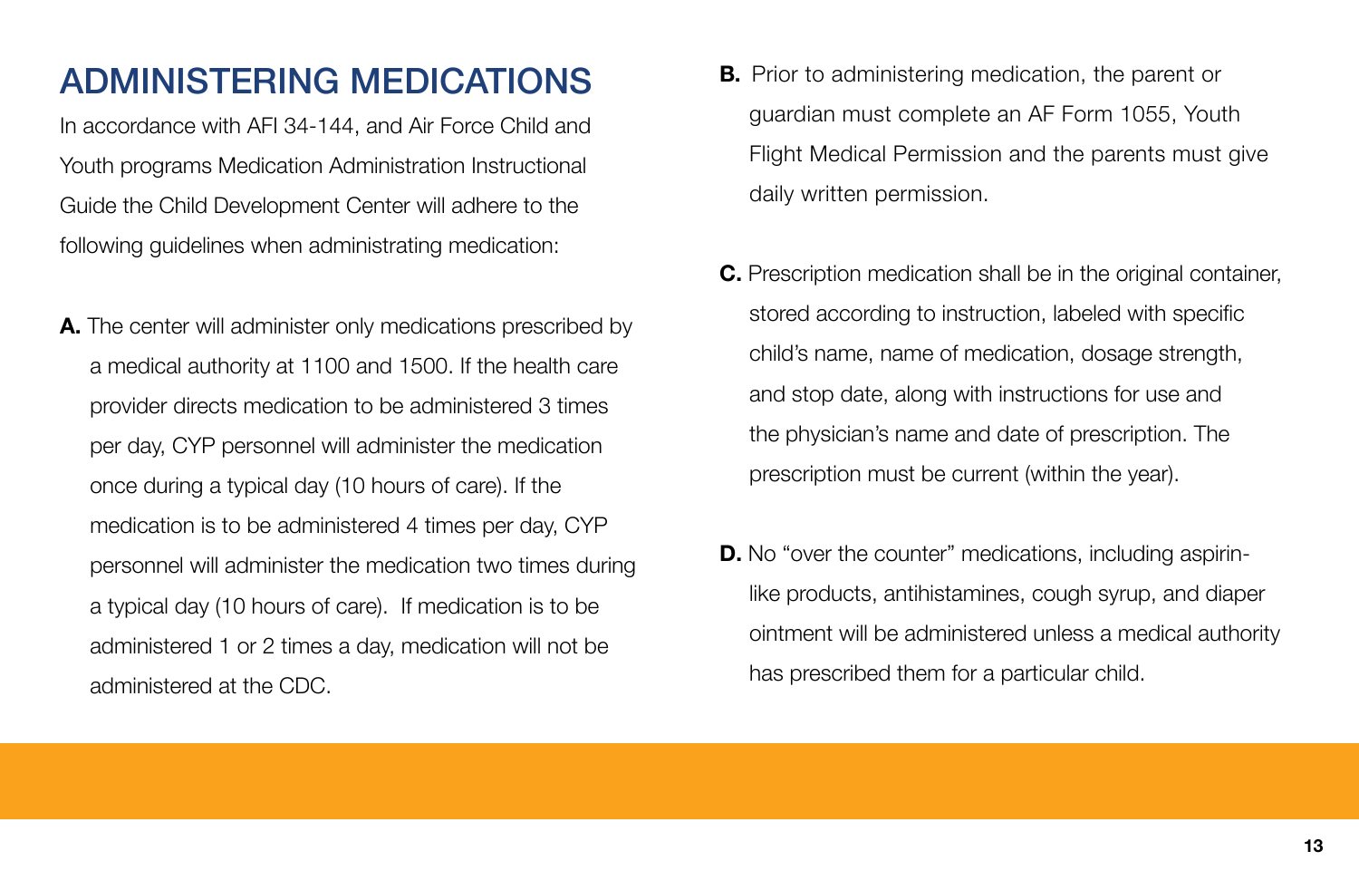# ADMINISTERING MEDICATIONS

In accordance with AFI 34-144, and Air Force Child and Youth programs Medication Administration Instructional Guide the Child Development Center will adhere to the following guidelines when administrating medication:

**A.** The center will administer only medications prescribed by a medical authority at 1100 and 1500. If the health care provider directs medication to be administered 3 times per day, CYP personnel will administer the medication once during a typical day (10 hours of care). If the medication is to be administered 4 times per day, CYP personnel will administer the medication two times during a typical day (10 hours of care). If medication is to be administered 1 or 2 times a day, medication will not be administered at the CDC.

**B.** Prior to administering medication, the parent or guardian must complete an AF Form 1055, Youth Flight Medical Permission and the parents must give daily written permission.

**C.** Prescription medication shall be in the original container, stored according to instruction, labeled with specific child's name, name of medication, dosage strength, and stop date, along with instructions for use and the physician's name and date of prescription. The prescription must be current (within the year).

**D.** No "over the counter" medications, including aspirin-like products, antihistamines, cough syrup, and diaper ointment will be administered unless a medical authority has prescribed them for a particular child.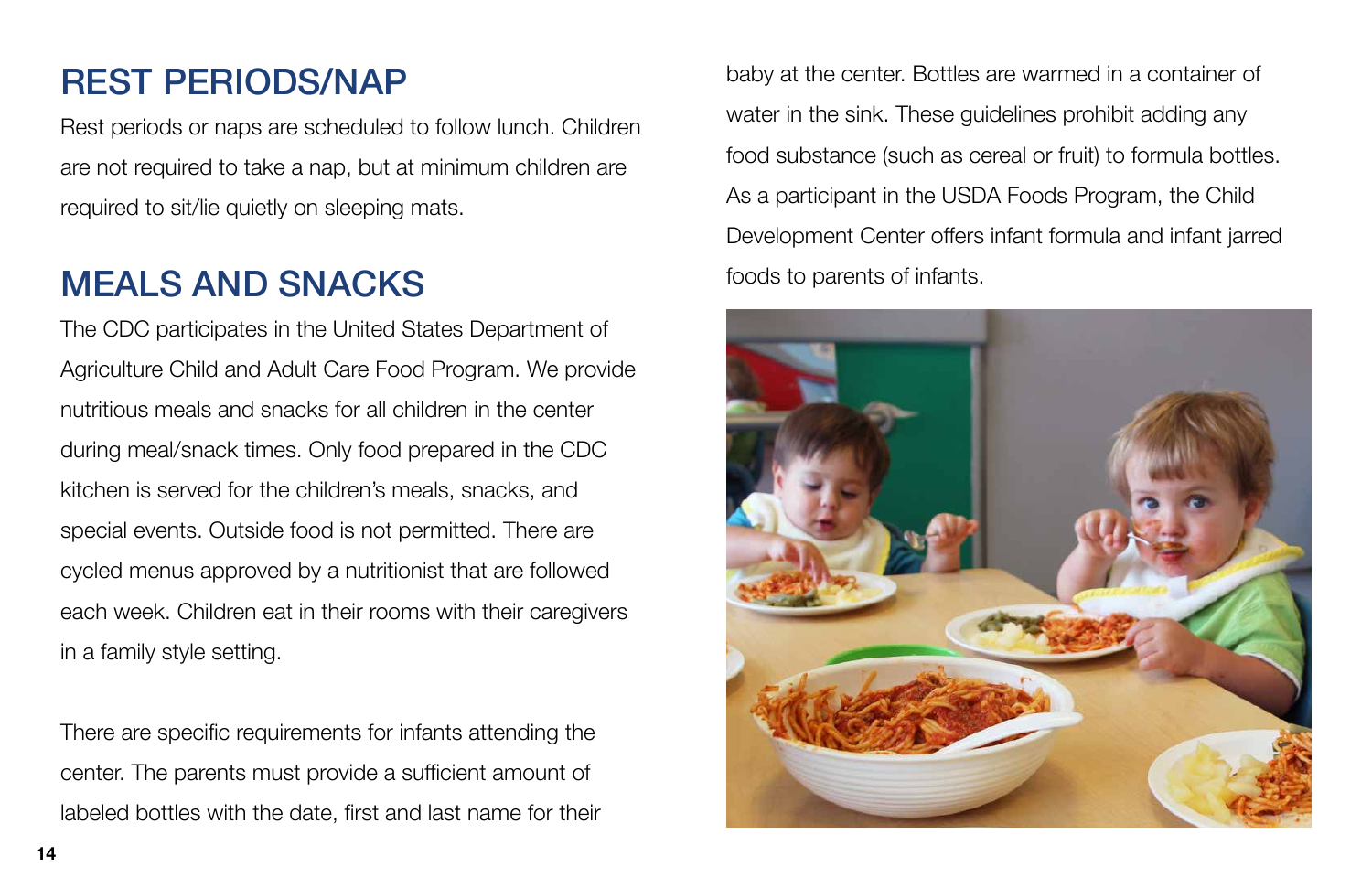## REST PERIODS/NAP

Rest periods or naps are scheduled to follow lunch. Children are not required to take a nap, but at minimum children are required to sit/lie quietly on sleeping mats.

## MEALS AND SNACKS

The CDC participates in the United States Department of Agriculture Child and Adult Care Food Program. We provide nutritious meals and snacks for all children in the center during meal/snack times. Only food prepared in the CDC kitchen is served for the children's meals, snacks, and special events. Outside food is not permitted. There are cycled menus approved by a nutritionist that are followed each week. Children eat in their rooms with their caregivers in a family style setting.

There are specific requirements for infants attending the center. The parents must provide a sufficient amount of labeled bottles with the date, first and last name for their baby at the center. Bottles are warmed in a container of water in the sink. These guidelines prohibit adding any food substance (such as cereal or fruit) to formula bottles. As a participant in the USDA Foods Program, the Child Development Center offers infant formula and infant jarred foods to parents of infants.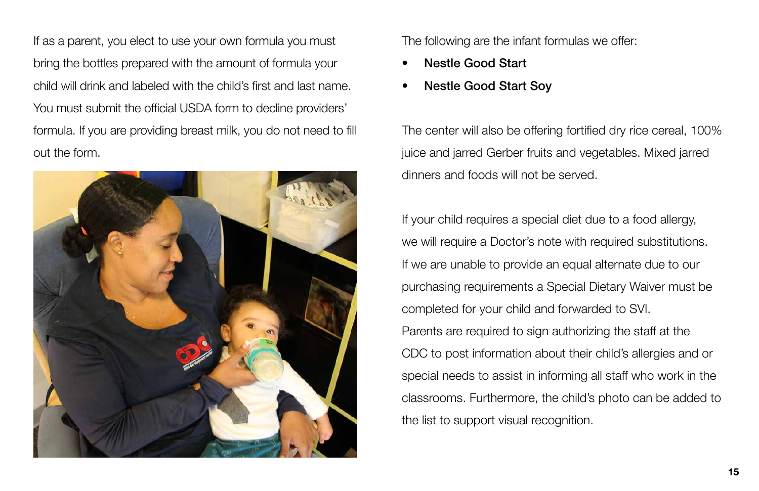If as a parent, you elect to use your own formula you must bring the bottles prepared with the amount of formula your child will drink and labeled with the child's first and last name. You must submit the official USDA form to decline providers' formula. If you are providing breast milk, you do not need to fill out the form.

The following are the infant formulas we offer:

- **Nestle Good Start**
- **Nestle Good Start Soy**

The center will also be offering fortified dry rice cereal, 100% juice and jarred Gerber fruits and vegetables. Mixed jarred dinners and foods will not be served.

If your child requires a special diet due to a food allergy, we will require a Doctor's note with required substitutions. If we are unable to provide an equal alternate due to our purchasing requirements a Special Dietary Waiver must be completed for your child and forwarded to SVI.
Parents are required to sign authorizing the staff at the CDC to post information about their child's allergies and or special needs to assist in informing all staff who work in the classrooms. Furthermore, the child's photo can be added to the list to support visual recognition.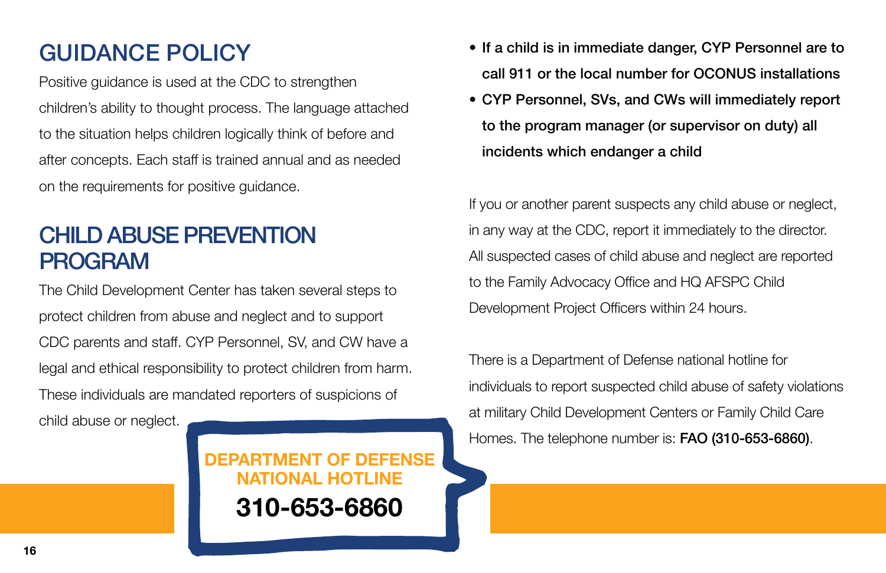# GUIDANCE POLICY

Positive guidance is used at the CDC to strengthen children's ability to thought process. The language attached to the situation helps children logically think of before and after concepts. Each staff is trained annual and as needed on the requirements for positive guidance.

# CHILD ABUSE PREVENTION PROGRAM

The Child Development Center has taken several steps to protect children from abuse and neglect and to support CDC parents and staff. CYP Personnel, SV, and CW have a legal and ethical responsibility to protect children from harm. These individuals are mandated reporters of suspicions of child abuse or neglect.

**DEPARTMENT OF DEFENSE NATIONAL HOTLINE**

**310-653-6860**

- **If a child is in immediate danger, CYP Personnel are to call 911 or the local number for OCONUS installations**
- **CYP Personnel, SVs, and CWs will immediately report to the program manager (or supervisor on duty) all incidents which endanger a child**

If you or another parent suspects any child abuse or neglect, in any way at the CDC, report it immediately to the director. All suspected cases of child abuse and neglect are reported to the Family Advocacy Office and HQ AFSPC Child Development Project Officers within 24 hours.

There is a Department of Defense national hotline for individuals to report suspected child abuse of safety violations at military Child Development Centers or Family Child Care Homes. The telephone number is: **FAO (310-653-6860)**.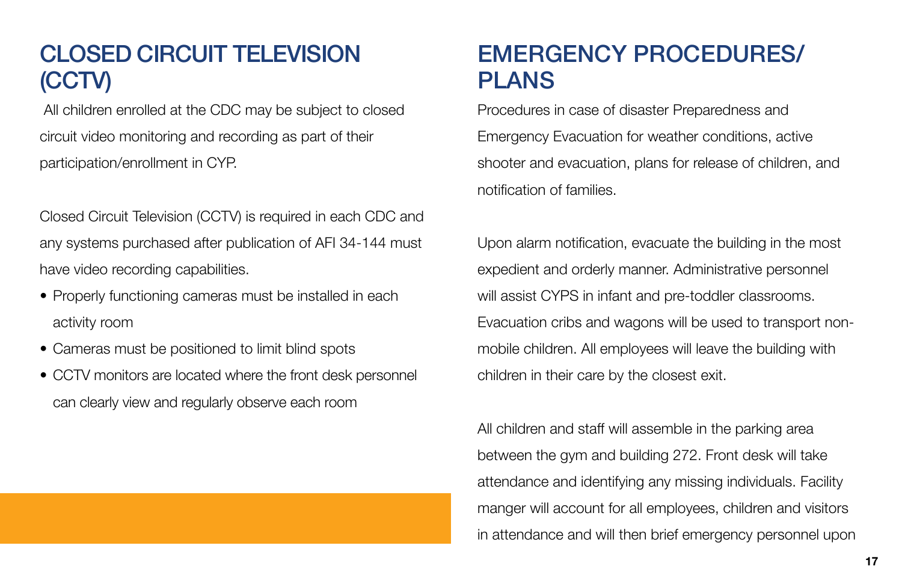## CLOSED CIRCUIT TELEVISION (CCTV)

All children enrolled at the CDC may be subject to closed circuit video monitoring and recording as part of their participation/enrollment in CYP.

Closed Circuit Television (CCTV) is required in each CDC and any systems purchased after publication of AFI 34-144 must have video recording capabilities.

- Properly functioning cameras must be installed in each activity room
- Cameras must be positioned to limit blind spots
- CCTV monitors are located where the front desk personnel can clearly view and regularly observe each room

## EMERGENCY PROCEDURES/ PLANS

Procedures in case of disaster Preparedness and Emergency Evacuation for weather conditions, active shooter and evacuation, plans for release of children, and notification of families.

Upon alarm notification, evacuate the building in the most expedient and orderly manner. Administrative personnel will assist CYPS in infant and pre-toddler classrooms. Evacuation cribs and wagons will be used to transport non-mobile children. All employees will leave the building with children in their care by the closest exit.

All children and staff will assemble in the parking area between the gym and building 272. Front desk will take attendance and identifying any missing individuals. Facility manger will account for all employees, children and visitors in attendance and will then brief emergency personnel upon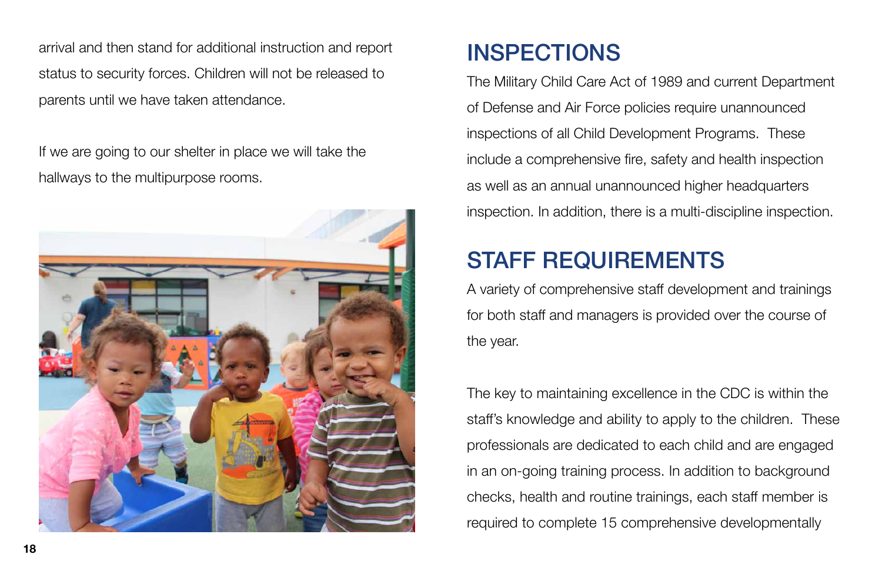arrival and then stand for additional instruction and report status to security forces. Children will not be released to parents until we have taken attendance.

If we are going to our shelter in place we will take the hallways to the multipurpose rooms.

## INSPECTIONS

The Military Child Care Act of 1989 and current Department of Defense and Air Force policies require unannounced inspections of all Child Development Programs. These include a comprehensive fire, safety and health inspection as well as an annual unannounced higher headquarters inspection. In addition, there is a multi-discipline inspection.

## STAFF REQUIREMENTS

A variety of comprehensive staff development and trainings for both staff and managers is provided over the course of the year.

The key to maintaining excellence in the CDC is within the staff's knowledge and ability to apply to the children. These professionals are dedicated to each child and are engaged in an on-going training process. In addition to background checks, health and routine trainings, each staff member is required to complete 15 comprehensive developmentally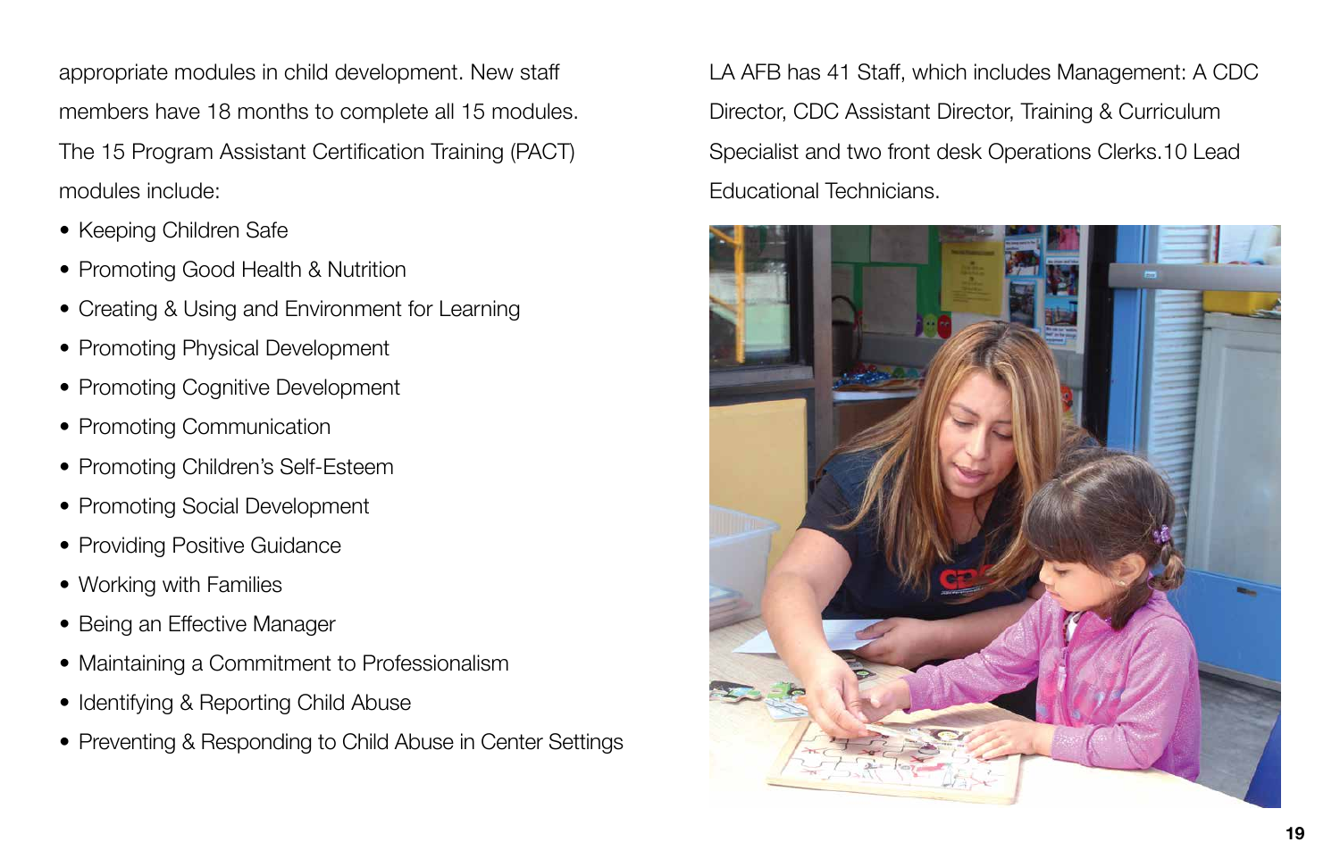appropriate modules in child development. New staff members have 18 months to complete all 15 modules. The 15 Program Assistant Certification Training (PACT) modules include:

- Keeping Children Safe
- Promoting Good Health & Nutrition
- Creating & Using and Environment for Learning
- Promoting Physical Development
- Promoting Cognitive Development
- Promoting Communication
- Promoting Children's Self-Esteem
- Promoting Social Development
- Providing Positive Guidance
- Working with Families
- Being an Effective Manager
- Maintaining a Commitment to Professionalism
- Identifying & Reporting Child Abuse
- Preventing & Responding to Child Abuse in Center Settings

LA AFB has 41 Staff, which includes Management: A CDC Director, CDC Assistant Director, Training & Curriculum Specialist and two front desk Operations Clerks.10 Lead Educational Technicians.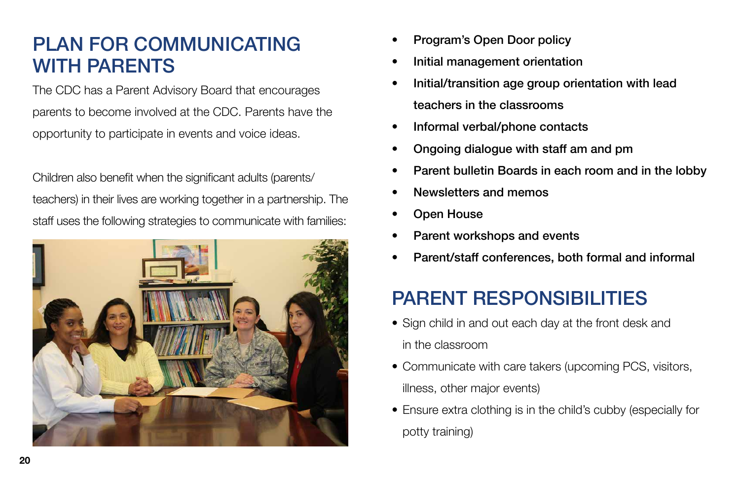## PLAN FOR COMMUNICATING WITH PARENTS

The CDC has a Parent Advisory Board that encourages parents to become involved at the CDC. Parents have the opportunity to participate in events and voice ideas.

Children also benefit when the significant adults (parents/teachers) in their lives are working together in a partnership. The staff uses the following strategies to communicate with families:

- **Program's Open Door policy**
- **Initial management orientation**
- **Initial/transition age group orientation with lead teachers in the classrooms**
- **Informal verbal/phone contacts**
- **Ongoing dialogue with staff am and pm**
- **Parent bulletin Boards in each room and in the lobby**
- **Newsletters and memos**
- **Open House**
- **Parent workshops and events**
- **Parent/staff conferences, both formal and informal**

## PARENT RESPONSIBILITIES

- Sign child in and out each day at the front desk and in the classroom
- Communicate with care takers (upcoming PCS, visitors, illness, other major events)
- Ensure extra clothing is in the child's cubby (especially for potty training)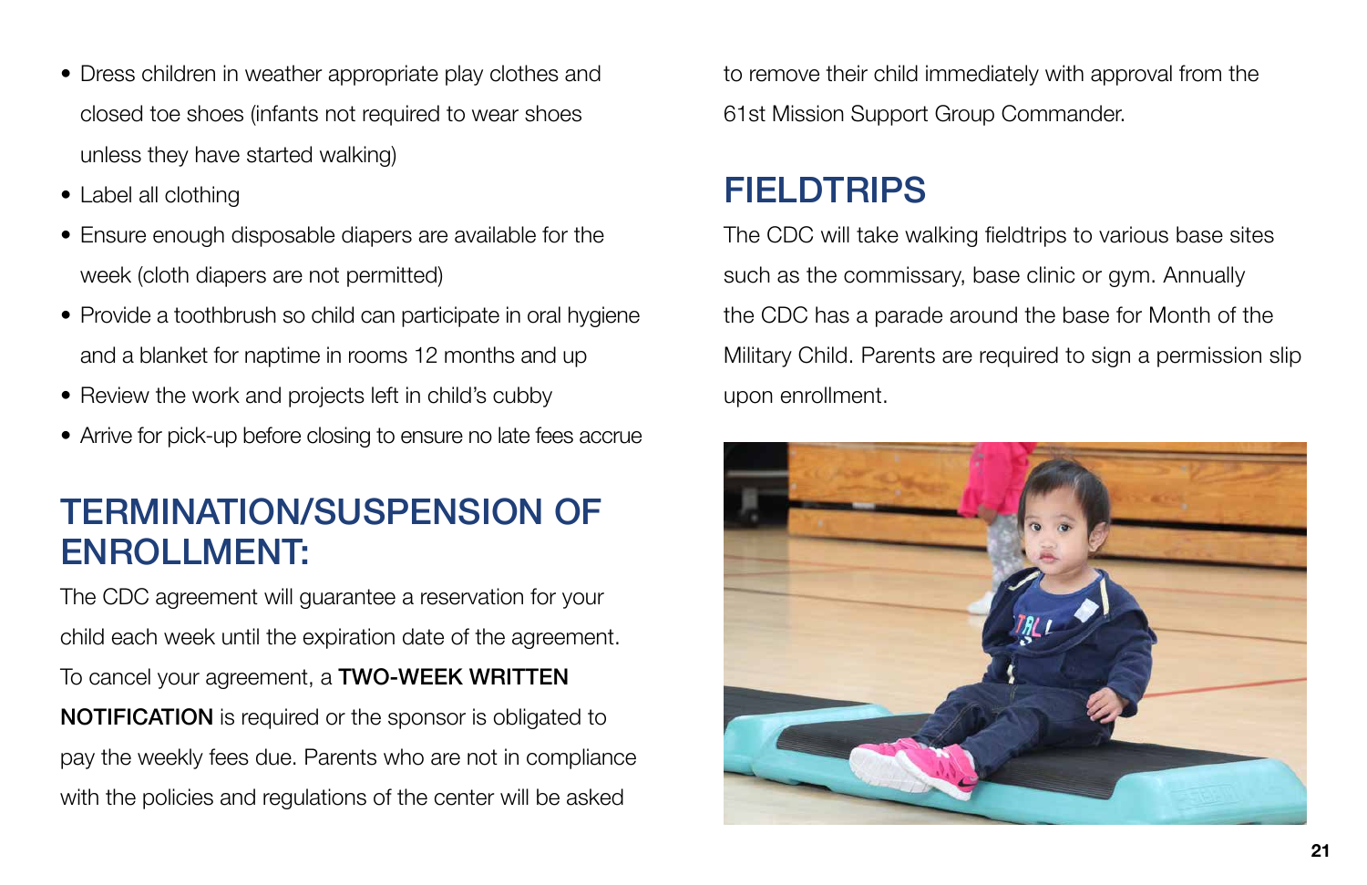- Dress children in weather appropriate play clothes and closed toe shoes (infants not required to wear shoes unless they have started walking)
- Label all clothing
- Ensure enough disposable diapers are available for the week (cloth diapers are not permitted)
- Provide a toothbrush so child can participate in oral hygiene and a blanket for naptime in rooms 12 months and up
- Review the work and projects left in child's cubby
- Arrive for pick-up before closing to ensure no late fees accrue

## TERMINATION/SUSPENSION OF ENROLLMENT:

The CDC agreement will guarantee a reservation for your child each week until the expiration date of the agreement. To cancel your agreement, a **TWO-WEEK WRITTEN NOTIFICATION** is required or the sponsor is obligated to pay the weekly fees due. Parents who are not in compliance with the policies and regulations of the center will be asked to remove their child immediately with approval from the 61st Mission Support Group Commander.

## FIELDTRIPS

The CDC will take walking fieldtrips to various base sites such as the commissary, base clinic or gym. Annually the CDC has a parade around the base for Month of the Military Child. Parents are required to sign a permission slip upon enrollment.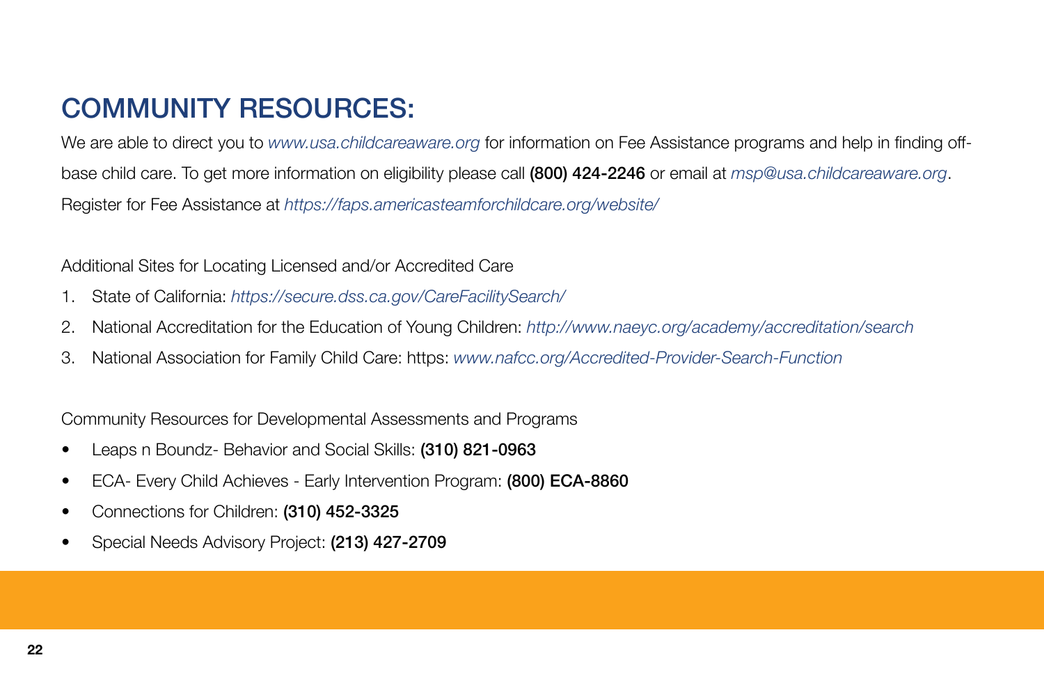# COMMUNITY RESOURCES:

We are able to direct you to *www.usa.childcareaware.org* for information on Fee Assistance programs and help in finding off-base child care. To get more information on eligibility please call **(800) 424-2246** or email at *msp@usa.childcareaware.org*. Register for Fee Assistance at *https://faps.americasteamforchildcare.org/website/*

Additional Sites for Locating Licensed and/or Accredited Care

1. State of California: *https://secure.dss.ca.gov/CareFacilitySearch/*
2. National Accreditation for the Education of Young Children: *http://www.naeyc.org/academy/accreditation/search*
3. National Association for Family Child Care: https: *www.nafcc.org/Accredited-Provider-Search-Function*

Community Resources for Developmental Assessments and Programs

- Leaps n Boundz- Behavior and Social Skills: **(310) 821-0963**
- ECA- Every Child Achieves - Early Intervention Program: **(800) ECA-8860**
- Connections for Children: **(310) 452-3325**
- Special Needs Advisory Project: **(213) 427-2709**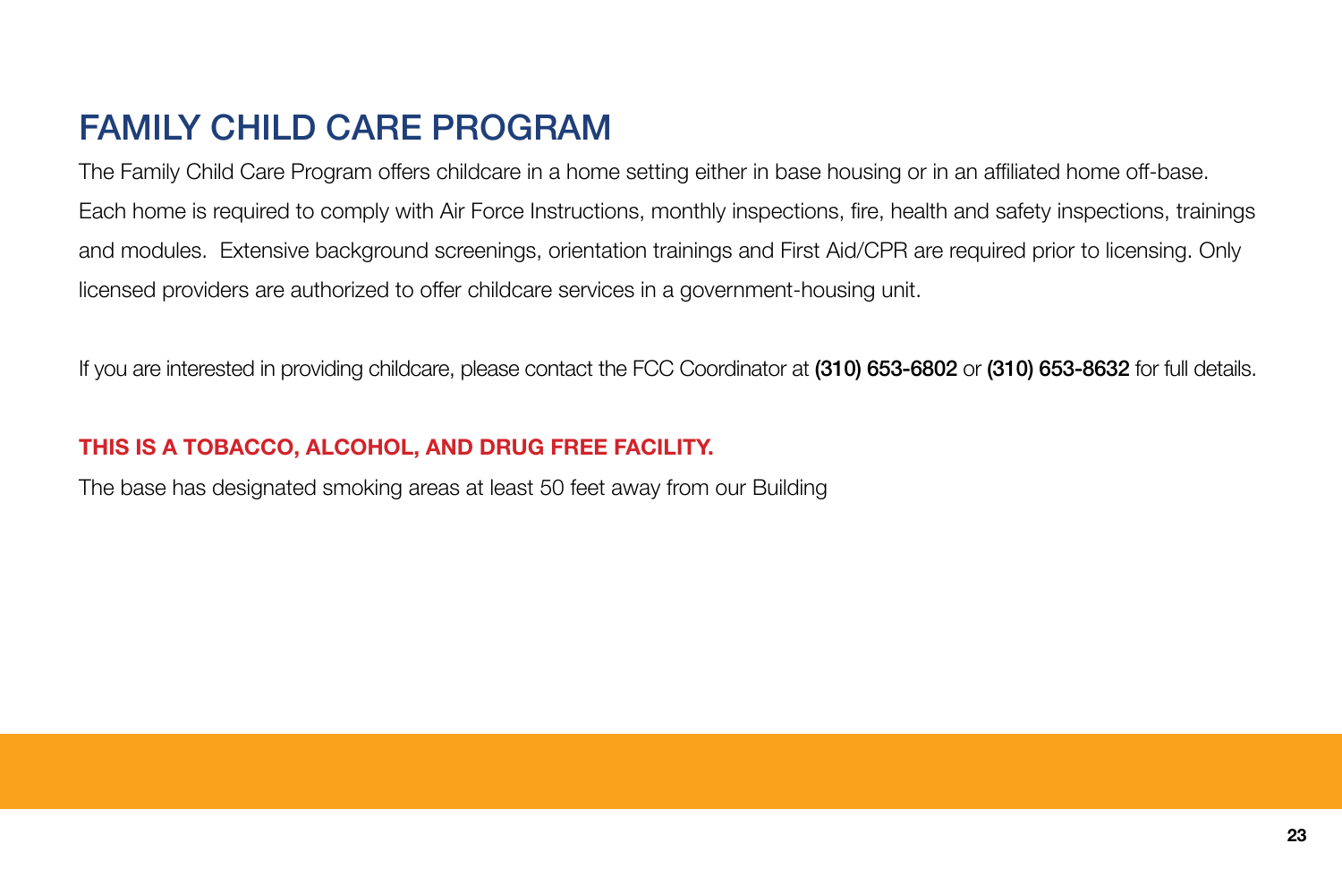# FAMILY CHILD CARE PROGRAM

The Family Child Care Program offers childcare in a home setting either in base housing or in an affiliated home off-base. Each home is required to comply with Air Force Instructions, monthly inspections, fire, health and safety inspections, trainings and modules.  Extensive background screenings, orientation trainings and First Aid/CPR are required prior to licensing. Only licensed providers are authorized to offer childcare services in a government-housing unit.

If you are interested in providing childcare, please contact the FCC Coordinator at **(310) 653-6802** or **(310) 653-8632** for full details.

**THIS IS A TOBACCO, ALCOHOL, AND DRUG FREE FACILITY.**

The base has designated smoking areas at least 50 feet away from our Building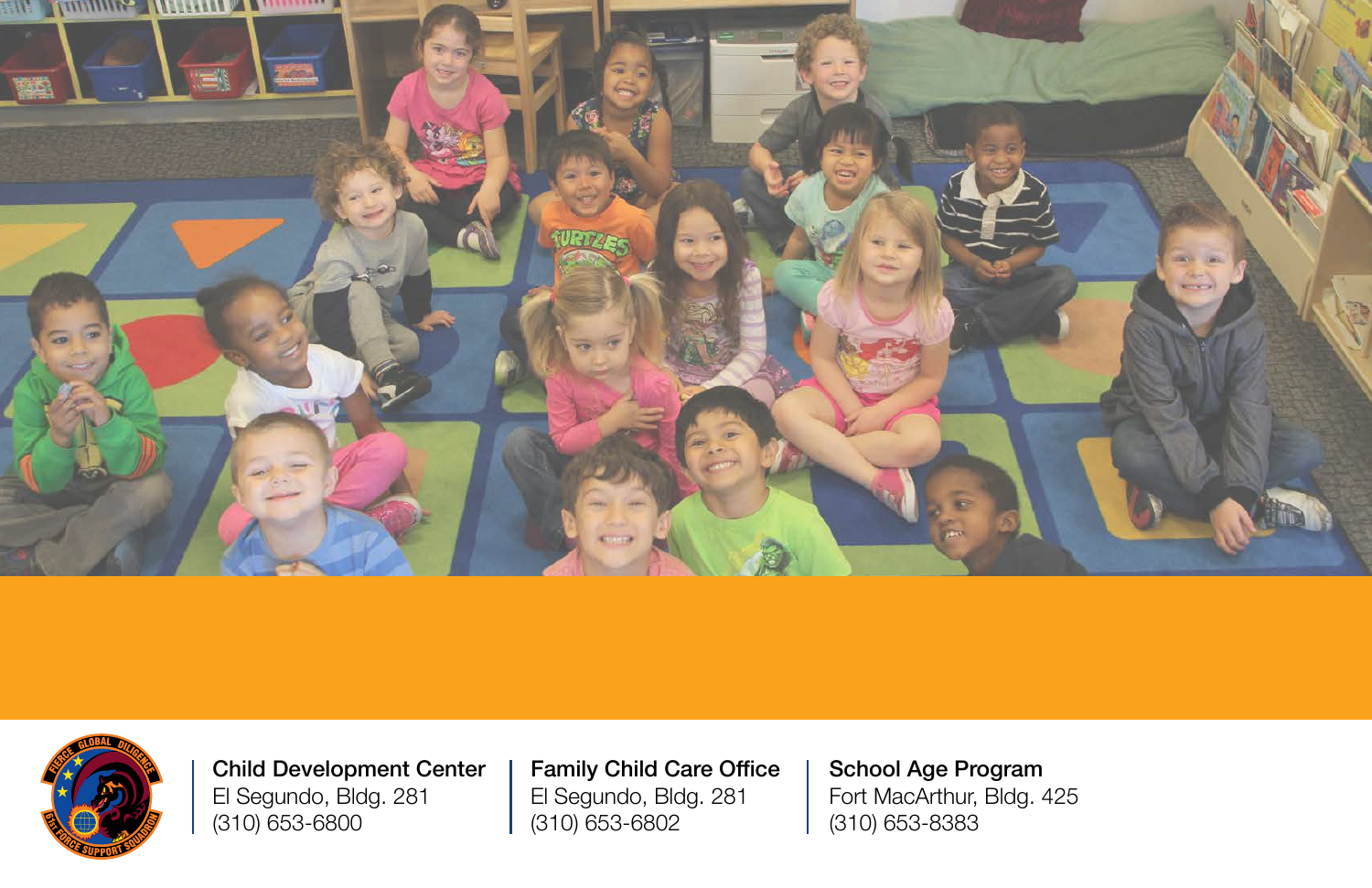**Child Development Center**
El Segundo, Bldg. 281
(310) 653-6800

**Family Child Care Office**
El Segundo, Bldg. 281
(310) 653-6802

**School Age Program**
Fort MacArthur, Bldg. 425
(310) 653-8383